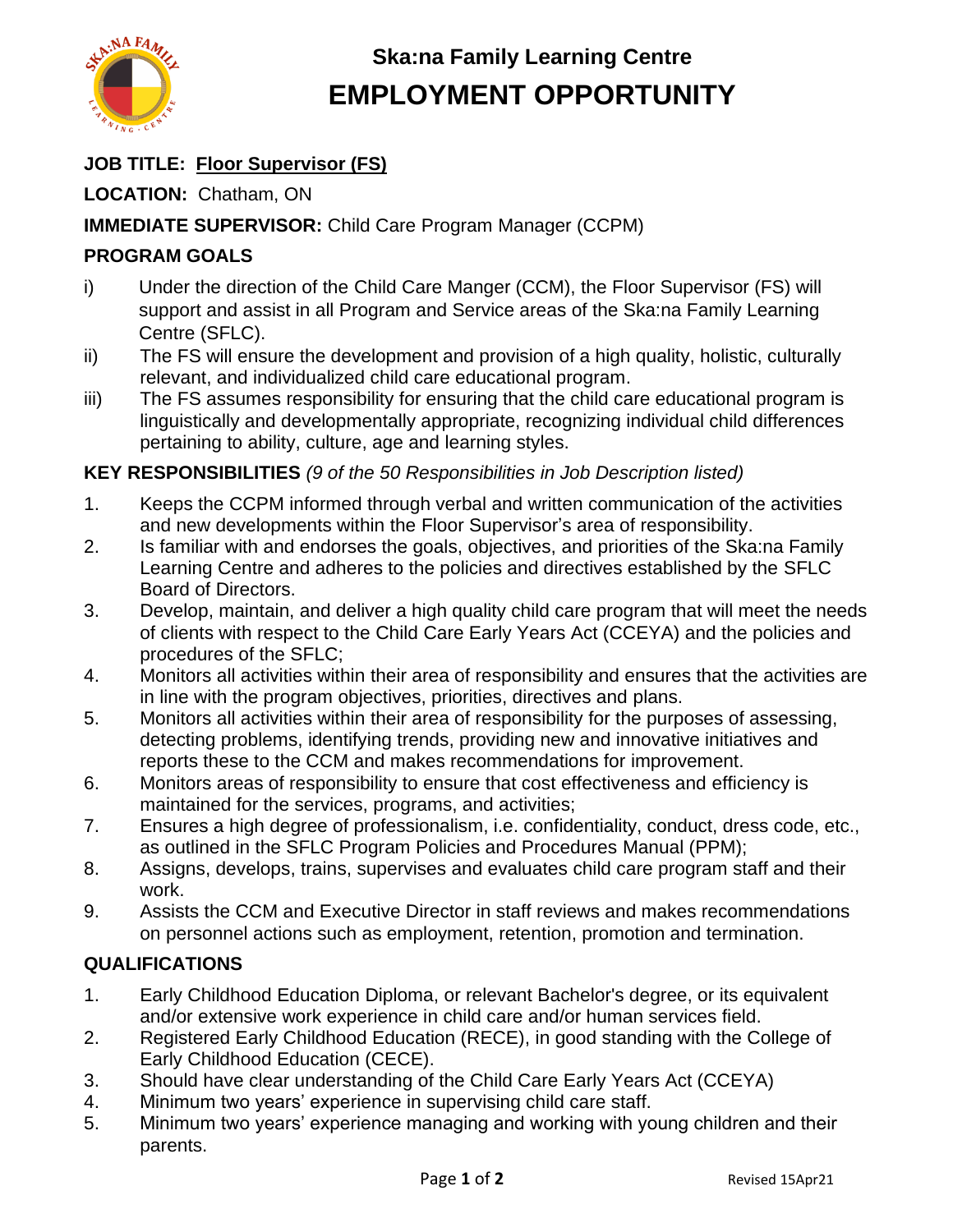# Ska:na Family Learning Centre

# EMPLOYMENT OPPORTUNITY

**JOB TITLE:** **Floor Supervisor (FS)**

**LOCATION:** Chatham, ON

**IMMEDIATE SUPERVISOR:** Child Care Program Manager (CCPM)

## PROGRAM GOALS

i) Under the direction of the Child Care Manger (CCM), the Floor Supervisor (FS) will support and assist in all Program and Service areas of the Ska:na Family Learning Centre (SFLC).

ii) The FS will ensure the development and provision of a high quality, holistic, culturally relevant, and individualized child care educational program.

iii) The FS assumes responsibility for ensuring that the child care educational program is linguistically and developmentally appropriate, recognizing individual child differences pertaining to ability, culture, age and learning styles.

## KEY RESPONSIBILITIES *(9 of the 50 Responsibilities in Job Description listed)*

1. Keeps the CCPM informed through verbal and written communication of the activities and new developments within the Floor Supervisor's area of responsibility.
2. Is familiar with and endorses the goals, objectives, and priorities of the Ska:na Family Learning Centre and adheres to the policies and directives established by the SFLC Board of Directors.
3. Develop, maintain, and deliver a high quality child care program that will meet the needs of clients with respect to the Child Care Early Years Act (CCEYA) and the policies and procedures of the SFLC;
4. Monitors all activities within their area of responsibility and ensures that the activities are in line with the program objectives, priorities, directives and plans.
5. Monitors all activities within their area of responsibility for the purposes of assessing, detecting problems, identifying trends, providing new and innovative initiatives and reports these to the CCM and makes recommendations for improvement.
6. Monitors areas of responsibility to ensure that cost effectiveness and efficiency is maintained for the services, programs, and activities;
7. Ensures a high degree of professionalism, i.e. confidentiality, conduct, dress code, etc., as outlined in the SFLC Program Policies and Procedures Manual (PPM);
8. Assigns, develops, trains, supervises and evaluates child care program staff and their work.
9. Assists the CCM and Executive Director in staff reviews and makes recommendations on personnel actions such as employment, retention, promotion and termination.

## QUALIFICATIONS

1. Early Childhood Education Diploma, or relevant Bachelor's degree, or its equivalent and/or extensive work experience in child care and/or human services field.
2. Registered Early Childhood Education (RECE), in good standing with the College of Early Childhood Education (CECE).
3. Should have clear understanding of the Child Care Early Years Act (CCEYA)
4. Minimum two years' experience in supervising child care staff.
5. Minimum two years' experience managing and working with young children and their parents.

Revised 15Apr21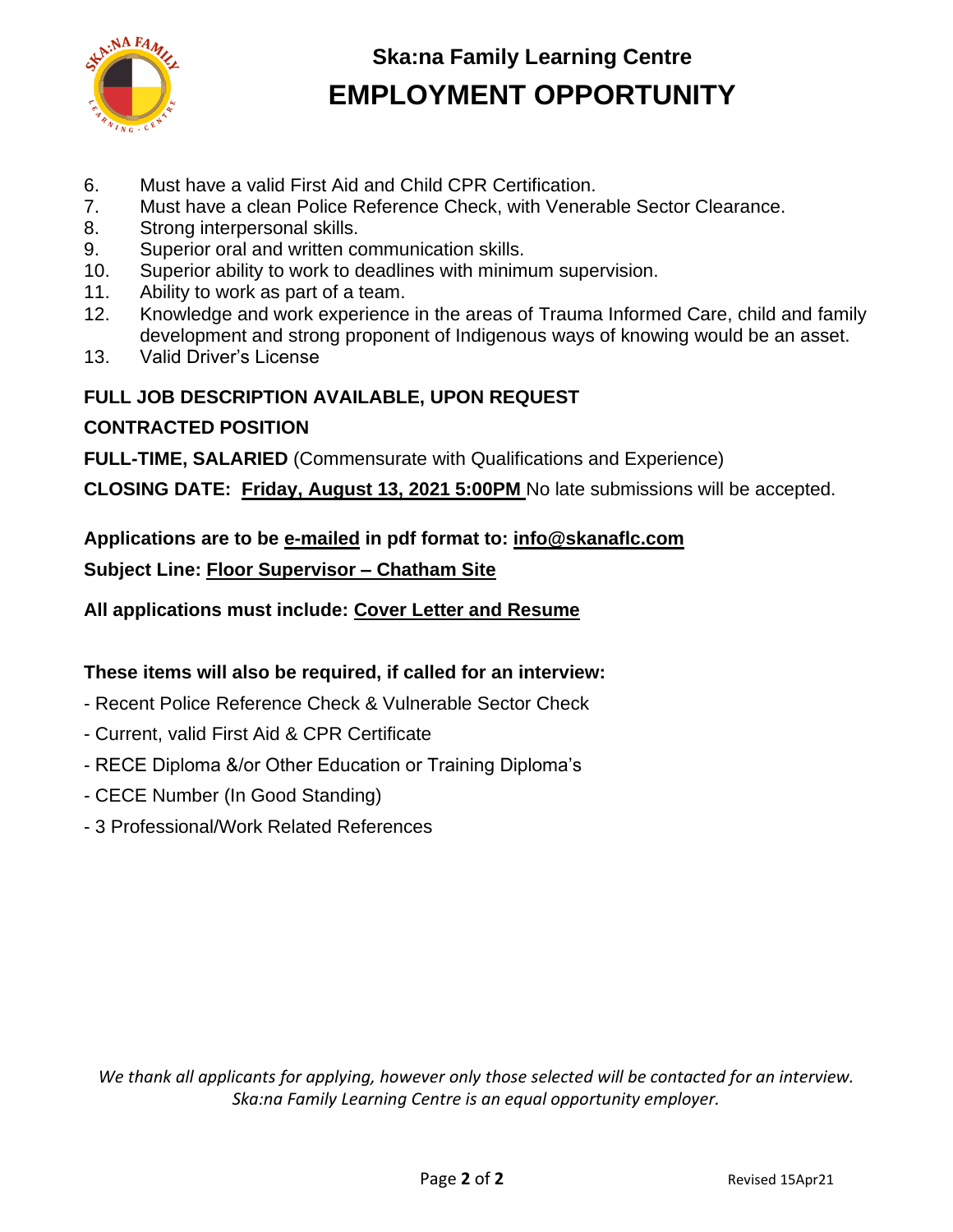## Ska:na Family Learning Centre

# EMPLOYMENT OPPORTUNITY

6. Must have a valid First Aid and Child CPR Certification.
7. Must have a clean Police Reference Check, with Venerable Sector Clearance.
8. Strong interpersonal skills.
9. Superior oral and written communication skills.
10. Superior ability to work to deadlines with minimum supervision.
11. Ability to work as part of a team.
12. Knowledge and work experience in the areas of Trauma Informed Care, child and family development and strong proponent of Indigenous ways of knowing would be an asset.
13. Valid Driver's License

**FULL JOB DESCRIPTION AVAILABLE, UPON REQUEST**

**CONTRACTED POSITION**

**FULL-TIME, SALARIED** (Commensurate with Qualifications and Experience)

**CLOSING DATE:** **Friday, August 13, 2021 5:00PM** No late submissions will be accepted.

**Applications are to be e-mailed in pdf format to: info@skanaflc.com**

**Subject Line: Floor Supervisor – Chatham Site**

**All applications must include: Cover Letter and Resume**

**These items will also be required, if called for an interview:**

- Recent Police Reference Check & Vulnerable Sector Check
- Current, valid First Aid & CPR Certificate
- RECE Diploma &/or Other Education or Training Diploma's
- CECE Number (In Good Standing)
- 3 Professional/Work Related References

*We thank all applicants for applying, however only those selected will be contacted for an interview.*
*Ska:na Family Learning Centre is an equal opportunity employer.*

Revised 15Apr21